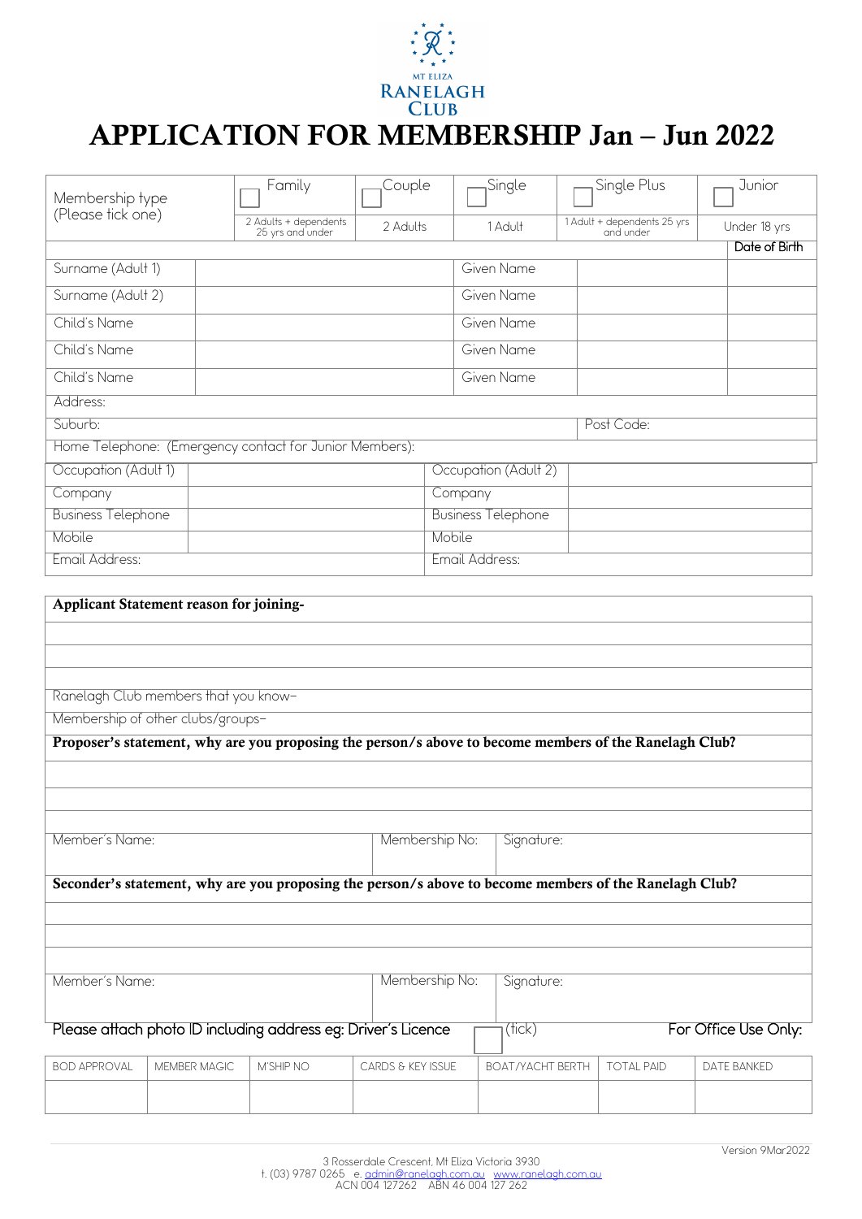MT ELIZA RANELAGH CLUB

# APPLICATION FOR MEMBERSHIP Jan – Jun 2022

| Membership type (Please tick one) | ☐ Family | ☐ Couple | ☐ Single | ☐ Single Plus | ☐ Junior |
|---|---|---|---|---|---|
| | 2 Adults + dependents 25 yrs and under | 2 Adults | 1 Adult | 1 Adult + dependents 25 yrs and under | Under 18 yrs |

| | | | | Date of Birth |
|---|---|---|---|---|
| Surname (Adult 1) | | Given Name | | |
| Surname (Adult 2) | | Given Name | | |
| Child's Name | | Given Name | | |
| Child's Name | | Given Name | | |
| Child's Name | | Given Name | | |

Address:

Suburb: Post Code:

Home Telephone: (Emergency contact for Junior Members):

| Occupation (Adult 1) | | Occupation (Adult 2) | |
|---|---|---|---|
| Company | | Company | |
| Business Telephone | | Business Telephone | |
| Mobile | | Mobile | |
| Email Address: | | Email Address: | |

**Applicant Statement reason for joining-**

Ranelagh Club members that you know–

Membership of other clubs/groups–

**Proposer's statement, why are you proposing the person/s above to become members of the Ranelagh Club?**

| Member's Name: | Membership No: | Signature: |
|---|---|---|

**Seconder's statement, why are you proposing the person/s above to become members of the Ranelagh Club?**

| Member's Name: | Membership No: | Signature: |
|---|---|---|

Please attach photo ID including address eg: Driver's Licence ☐ (tick) For Office Use Only:

| BOD APPROVAL | MEMBER MAGIC | M'SHIP NO | CARDS & KEY ISSUE | BOAT/YACHT BERTH | TOTAL PAID | DATE BANKED |
|---|---|---|---|---|---|---|
| | | | | | | |

Version 9Mar2022

3 Rosserdale Crescent, Mt Eliza Victoria 3930
t. (03) 9787 0265 e. admin@ranelagh.com.au www.ranelagh.com.au
ACN 004 127262 ABN 46 004 127 262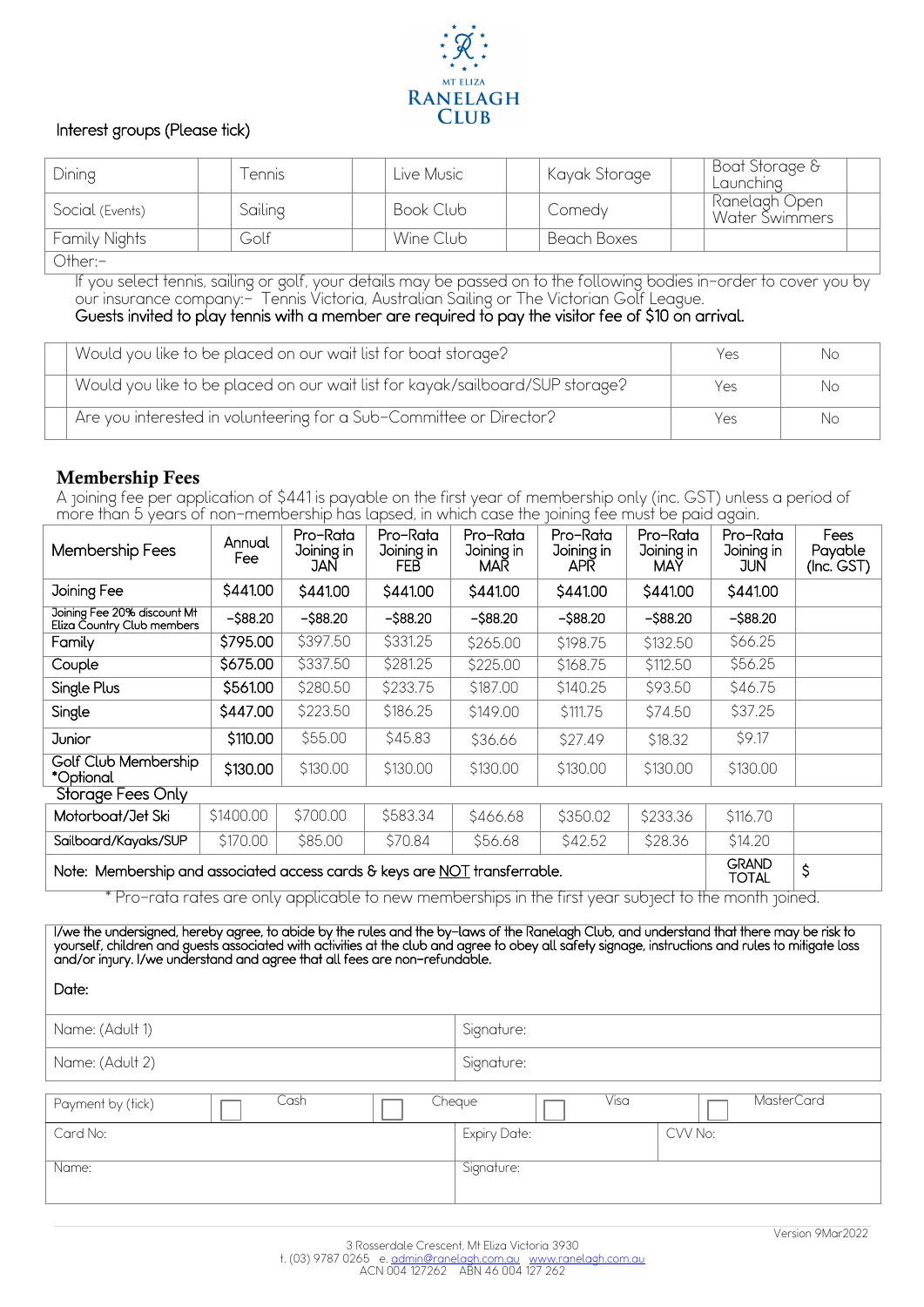MT ELIZA
RANELAGH
CLUB

Interest groups (Please tick)

| | | | | | | | | | |
|---|---|---|---|---|---|---|---|---|---|
| Dining | | Tennis | | Live Music | | Kayak Storage | | Boat Storage & Launching | |
| Social (Events) | | Sailing | | Book Club | | Comedy | | Ranelagh Open Water Swimmers | |
| Family Nights | | Golf | | Wine Club | | Beach Boxes | | | |
| Other:- | | | | | | | | | |

If you select tennis, sailing or golf, your details may be passed on to the following bodies in-order to cover you by our insurance company:- Tennis Victoria, Australian Sailing or The Victorian Golf League.
**Guests invited to play tennis with a member are required to pay the visitor fee of $10 on arrival.**

| | | | |
|---|---|---|---|
| | Would you like to be placed on our wait list for boat storage? | Yes | No |
| | Would you like to be placed on our wait list for kayak/sailboard/SUP storage? | Yes | No |
| | Are you interested in volunteering for a Sub-Committee or Director? | Yes | No |

## Membership Fees

A joining fee per application of $441 is payable on the first year of membership only (inc. GST) unless a period of more than 5 years of non-membership has lapsed, in which case the joining fee must be paid again.

| Membership Fees | Annual Fee | Pro-Rata Joining in JAN | Pro-Rata Joining in FEB | Pro-Rata Joining in MAR | Pro-Rata Joining in APR | Pro-Rata Joining in MAY | Pro-Rata Joining in JUN | Fees Payable (Inc. GST) |
|---|---|---|---|---|---|---|---|---|
| Joining Fee | $441.00 | $441.00 | $441.00 | $441.00 | $441.00 | $441.00 | $441.00 | |
| Joining Fee 20% discount Mt Eliza Country Club members | -$88.20 | -$88.20 | -$88.20 | -$88.20 | -$88.20 | -$88.20 | -$88.20 | |
| Family | $795.00 | $397.50 | $331.25 | $265.00 | $198.75 | $132.50 | $66.25 | |
| Couple | $675.00 | $337.50 | $281.25 | $225.00 | $168.75 | $112.50 | $56.25 | |
| Single Plus | $561.00 | $280.50 | $233.75 | $187.00 | $140.25 | $93.50 | $46.75 | |
| Single | $447.00 | $223.50 | $186.25 | $149.00 | $111.75 | $74.50 | $37.25 | |
| Junior | $110.00 | $55.00 | $45.83 | $36.66 | $27.49 | $18.32 | $9.17 | |
| Golf Club Membership *Optional | $130.00 | $130.00 | $130.00 | $130.00 | $130.00 | $130.00 | $130.00 | |
| **Storage Fees Only** | | | | | | | | |
| Motorboat/Jet Ski | $1400.00 | $700.00 | $583.34 | $466.68 | $350.02 | $233.36 | $116.70 | |
| Sailboard/Kayaks/SUP | $170.00 | $85.00 | $70.84 | $56.68 | $42.52 | $28.36 | $14.20 | |
| Note: Membership and associated access cards & keys are NOT transferrable. | | | | | | | GRAND TOTAL | $ |

* Pro-rata rates are only applicable to new memberships in the first year subject to the month joined.

I/we the undersigned, hereby agree, to abide by the rules and the by-laws of the Ranelagh Club, and understand that there may be risk to yourself, children and guests associated with activities at the club and agree to obey all safety signage, instructions and rules to mitigate loss and/or injury. I/we understand and agree that all fees are non-refundable.

Date:

| | |
|---|---|
| Name: (Adult 1) | Signature: |
| Name: (Adult 2) | Signature: |

| | | | | |
|---|---|---|---|---|
| Payment by (tick) | ☐ Cash | ☐ Cheque | ☐ Visa | ☐ MasterCard |
| Card No: | | Expiry Date: | CVV No: | |
| Name: | | Signature: | | |

Version 9Mar2022

3 Rosserdale Crescent, Mt Eliza Victoria 3930
t. (03) 9787 0265 e. admin@ranelagh.com.au www.ranelagh.com.au
ACN 004 127262 ABN 46 004 127 262